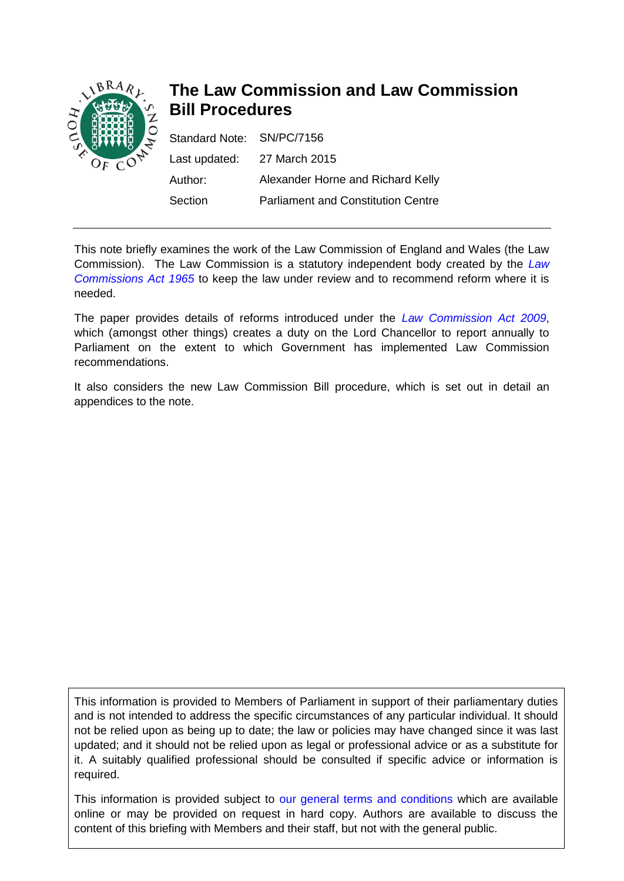# The Law Commission and Law Commission Bill Procedures

| | |
|---|---|
| Standard Note: | SN/PC/7156 |
| Last updated: | 27 March 2015 |
| Author: | Alexander Horne and Richard Kelly |
| Section | Parliament and Constitution Centre |

This note briefly examines the work of the Law Commission of England and Wales (the Law Commission). The Law Commission is a statutory independent body created by the *Law Commissions Act 1965* to keep the law under review and to recommend reform where it is needed.

The paper provides details of reforms introduced under the *Law Commission Act 2009*, which (amongst other things) creates a duty on the Lord Chancellor to report annually to Parliament on the extent to which Government has implemented Law Commission recommendations.

It also considers the new Law Commission Bill procedure, which is set out in detail an appendices to the note.

This information is provided to Members of Parliament in support of their parliamentary duties and is not intended to address the specific circumstances of any particular individual. It should not be relied upon as being up to date; the law or policies may have changed since it was last updated; and it should not be relied upon as legal or professional advice or as a substitute for it. A suitably qualified professional should be consulted if specific advice or information is required.

This information is provided subject to our general terms and conditions which are available online or may be provided on request in hard copy. Authors are available to discuss the content of this briefing with Members and their staff, but not with the general public.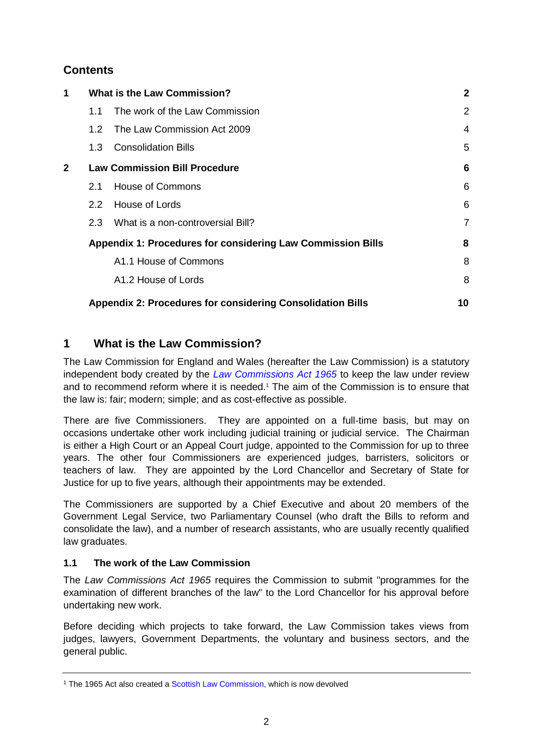## Contents

| | | |
|---|---|---|
| **1** | **What is the Law Commission?** | **2** |
| | 1.1 The work of the Law Commission | 2 |
| | 1.2 The Law Commission Act 2009 | 4 |
| | 1.3 Consolidation Bills | 5 |
| **2** | **Law Commission Bill Procedure** | **6** |
| | 2.1 House of Commons | 6 |
| | 2.2 House of Lords | 6 |
| | 2.3 What is a non-controversial Bill? | 7 |
| | **Appendix 1: Procedures for considering Law Commission Bills** | **8** |
| | A1.1 House of Commons | 8 |
| | A1.2 House of Lords | 8 |
| | **Appendix 2: Procedures for considering Consolidation Bills** | **10** |

# 1 What is the Law Commission?

The Law Commission for England and Wales (hereafter the Law Commission) is a statutory independent body created by the *Law Commissions Act 1965* to keep the law under review and to recommend reform where it is needed.[1] The aim of the Commission is to ensure that the law is: fair; modern; simple; and as cost-effective as possible.

There are five Commissioners. They are appointed on a full-time basis, but may on occasions undertake other work including judicial training or judicial service. The Chairman is either a High Court or an Appeal Court judge, appointed to the Commission for up to three years. The other four Commissioners are experienced judges, barristers, solicitors or teachers of law. They are appointed by the Lord Chancellor and Secretary of State for Justice for up to five years, although their appointments may be extended.

The Commissioners are supported by a Chief Executive and about 20 members of the Government Legal Service, two Parliamentary Counsel (who draft the Bills to reform and consolidate the law), and a number of research assistants, who are usually recently qualified law graduates.

## 1.1 The work of the Law Commission

The *Law Commissions Act 1965* requires the Commission to submit "programmes for the examination of different branches of the law" to the Lord Chancellor for his approval before undertaking new work.

Before deciding which projects to take forward, the Law Commission takes views from judges, lawyers, Government Departments, the voluntary and business sectors, and the general public.

---

[1] The 1965 Act also created a Scottish Law Commission, which is now devolved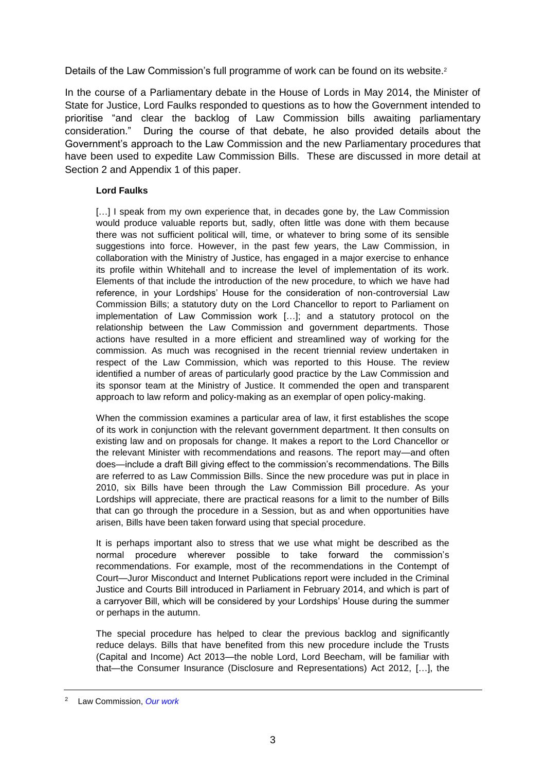Details of the Law Commission's full programme of work can be found on its website.[2]

In the course of a Parliamentary debate in the House of Lords in May 2014, the Minister of State for Justice, Lord Faulks responded to questions as to how the Government intended to prioritise "and clear the backlog of Law Commission bills awaiting parliamentary consideration." During the course of that debate, he also provided details about the Government's approach to the Law Commission and the new Parliamentary procedures that have been used to expedite Law Commission Bills. These are discussed in more detail at Section 2 and Appendix 1 of this paper.

> **Lord Faulks**
>
> […] I speak from my own experience that, in decades gone by, the Law Commission would produce valuable reports but, sadly, often little was done with them because there was not sufficient political will, time, or whatever to bring some of its sensible suggestions into force. However, in the past few years, the Law Commission, in collaboration with the Ministry of Justice, has engaged in a major exercise to enhance its profile within Whitehall and to increase the level of implementation of its work. Elements of that include the introduction of the new procedure, to which we have had reference, in your Lordships' House for the consideration of non-controversial Law Commission Bills; a statutory duty on the Lord Chancellor to report to Parliament on implementation of Law Commission work […]; and a statutory protocol on the relationship between the Law Commission and government departments. Those actions have resulted in a more efficient and streamlined way of working for the commission. As much was recognised in the recent triennial review undertaken in respect of the Law Commission, which was reported to this House. The review identified a number of areas of particularly good practice by the Law Commission and its sponsor team at the Ministry of Justice. It commended the open and transparent approach to law reform and policy-making as an exemplar of open policy-making.
>
> When the commission examines a particular area of law, it first establishes the scope of its work in conjunction with the relevant government department. It then consults on existing law and on proposals for change. It makes a report to the Lord Chancellor or the relevant Minister with recommendations and reasons. The report may—and often does—include a draft Bill giving effect to the commission's recommendations. The Bills are referred to as Law Commission Bills. Since the new procedure was put in place in 2010, six Bills have been through the Law Commission Bill procedure. As your Lordships will appreciate, there are practical reasons for a limit to the number of Bills that can go through the procedure in a Session, but as and when opportunities have arisen, Bills have been taken forward using that special procedure.
>
> It is perhaps important also to stress that we use what might be described as the normal procedure wherever possible to take forward the commission's recommendations. For example, most of the recommendations in the Contempt of Court—Juror Misconduct and Internet Publications report were included in the Criminal Justice and Courts Bill introduced in Parliament in February 2014, and which is part of a carryover Bill, which will be considered by your Lordships' House during the summer or perhaps in the autumn.
>
> The special procedure has helped to clear the previous backlog and significantly reduce delays. Bills that have benefited from this new procedure include the Trusts (Capital and Income) Act 2013—the noble Lord, Lord Beecham, will be familiar with that—the Consumer Insurance (Disclosure and Representations) Act 2012, […], the

---

[2] Law Commission, *Our work*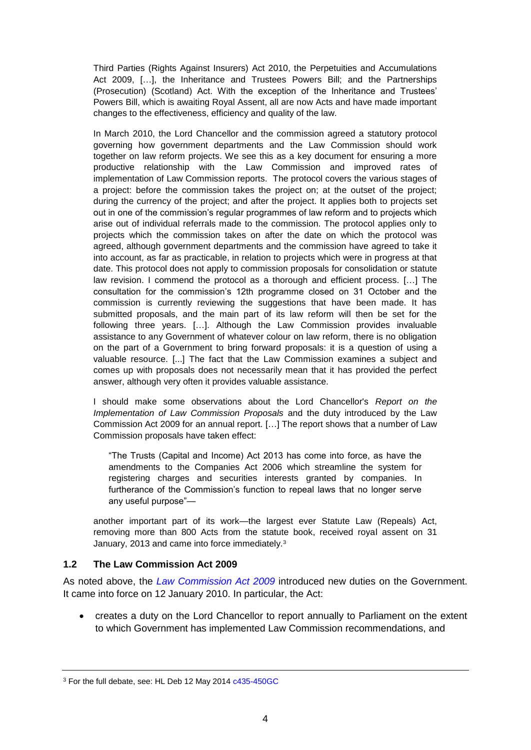> Third Parties (Rights Against Insurers) Act 2010, the Perpetuities and Accumulations Act 2009, […], the Inheritance and Trustees Powers Bill; and the Partnerships (Prosecution) (Scotland) Act. With the exception of the Inheritance and Trustees' Powers Bill, which is awaiting Royal Assent, all are now Acts and have made important changes to the effectiveness, efficiency and quality of the law.
>
> In March 2010, the Lord Chancellor and the commission agreed a statutory protocol governing how government departments and the Law Commission should work together on law reform projects. We see this as a key document for ensuring a more productive relationship with the Law Commission and improved rates of implementation of Law Commission reports. The protocol covers the various stages of a project: before the commission takes the project on; at the outset of the project; during the currency of the project; and after the project. It applies both to projects set out in one of the commission's regular programmes of law reform and to projects which arise out of individual referrals made to the commission. The protocol applies only to projects which the commission takes on after the date on which the protocol was agreed, although government departments and the commission have agreed to take it into account, as far as practicable, in relation to projects which were in progress at that date. This protocol does not apply to commission proposals for consolidation or statute law revision. I commend the protocol as a thorough and efficient process. […] The consultation for the commission's 12th programme closed on 31 October and the commission is currently reviewing the suggestions that have been made. It has submitted proposals, and the main part of its law reform will then be set for the following three years. […]. Although the Law Commission provides invaluable assistance to any Government of whatever colour on law reform, there is no obligation on the part of a Government to bring forward proposals: it is a question of using a valuable resource. [...] The fact that the Law Commission examines a subject and comes up with proposals does not necessarily mean that it has provided the perfect answer, although very often it provides valuable assistance.
>
> I should make some observations about the Lord Chancellor's *Report on the Implementation of Law Commission Proposals* and the duty introduced by the Law Commission Act 2009 for an annual report. […] The report shows that a number of Law Commission proposals have taken effect:
>
>> "The Trusts (Capital and Income) Act 2013 has come into force, as have the amendments to the Companies Act 2006 which streamline the system for registering charges and securities interests granted by companies. In furtherance of the Commission's function to repeal laws that no longer serve any useful purpose"—
>
> another important part of its work—the largest ever Statute Law (Repeals) Act, removing more than 800 Acts from the statute book, received royal assent on 31 January, 2013 and came into force immediately.[3]

## 1.2 The Law Commission Act 2009

As noted above, the *Law Commission Act 2009* introduced new duties on the Government. It came into force on 12 January 2010. In particular, the Act:

- creates a duty on the Lord Chancellor to report annually to Parliament on the extent to which Government has implemented Law Commission recommendations, and

---

[3] For the full debate, see: HL Deb 12 May 2014 c435-450GC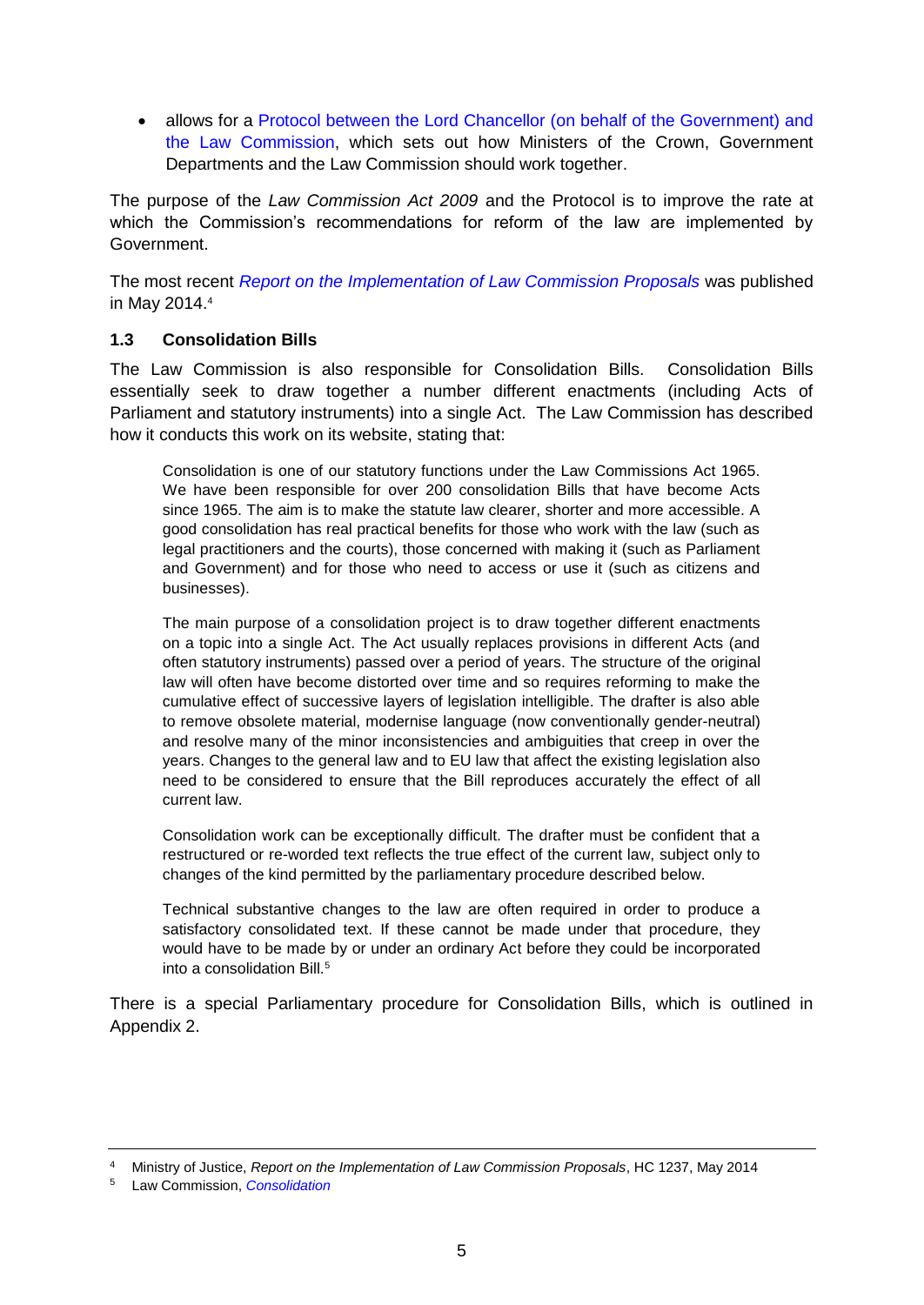- allows for a Protocol between the Lord Chancellor (on behalf of the Government) and the Law Commission, which sets out how Ministers of the Crown, Government Departments and the Law Commission should work together.

The purpose of the *Law Commission Act 2009* and the Protocol is to improve the rate at which the Commission's recommendations for reform of the law are implemented by Government.

The most recent *Report on the Implementation of Law Commission Proposals* was published in May 2014.[4]

### 1.3 Consolidation Bills

The Law Commission is also responsible for Consolidation Bills. Consolidation Bills essentially seek to draw together a number different enactments (including Acts of Parliament and statutory instruments) into a single Act. The Law Commission has described how it conducts this work on its website, stating that:

> Consolidation is one of our statutory functions under the Law Commissions Act 1965. We have been responsible for over 200 consolidation Bills that have become Acts since 1965. The aim is to make the statute law clearer, shorter and more accessible. A good consolidation has real practical benefits for those who work with the law (such as legal practitioners and the courts), those concerned with making it (such as Parliament and Government) and for those who need to access or use it (such as citizens and businesses).
>
> The main purpose of a consolidation project is to draw together different enactments on a topic into a single Act. The Act usually replaces provisions in different Acts (and often statutory instruments) passed over a period of years. The structure of the original law will often have become distorted over time and so requires reforming to make the cumulative effect of successive layers of legislation intelligible. The drafter is also able to remove obsolete material, modernise language (now conventionally gender-neutral) and resolve many of the minor inconsistencies and ambiguities that creep in over the years. Changes to the general law and to EU law that affect the existing legislation also need to be considered to ensure that the Bill reproduces accurately the effect of all current law.
>
> Consolidation work can be exceptionally difficult. The drafter must be confident that a restructured or re-worded text reflects the true effect of the current law, subject only to changes of the kind permitted by the parliamentary procedure described below.
>
> Technical substantive changes to the law are often required in order to produce a satisfactory consolidated text. If these cannot be made under that procedure, they would have to be made by or under an ordinary Act before they could be incorporated into a consolidation Bill.[5]

There is a special Parliamentary procedure for Consolidation Bills, which is outlined in Appendix 2.

---

[4] Ministry of Justice, *Report on the Implementation of Law Commission Proposals*, HC 1237, May 2014

[5] Law Commission, *Consolidation*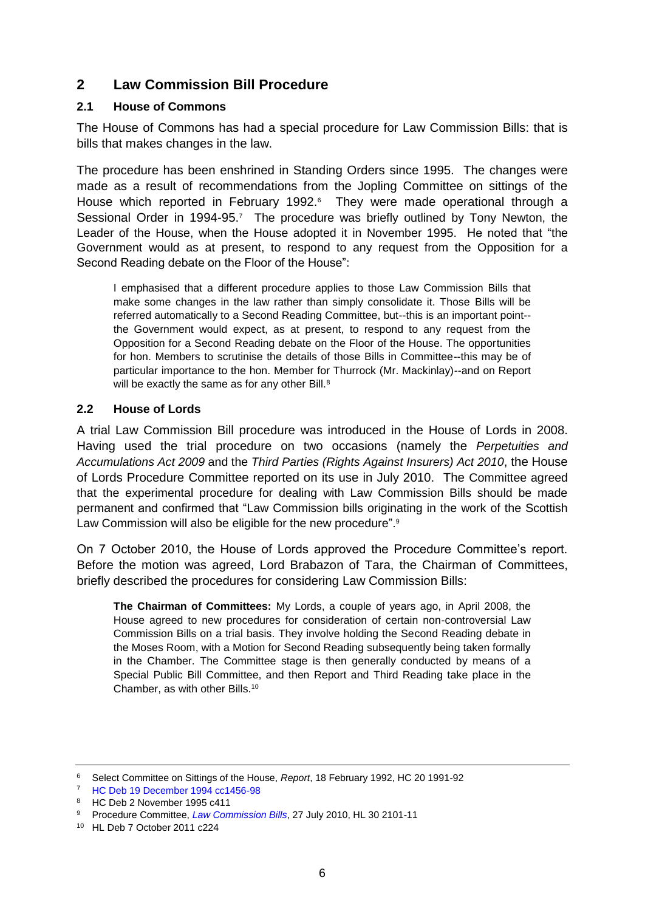## 2 Law Commission Bill Procedure

### 2.1 House of Commons

The House of Commons has had a special procedure for Law Commission Bills: that is bills that makes changes in the law.

The procedure has been enshrined in Standing Orders since 1995. The changes were made as a result of recommendations from the Jopling Committee on sittings of the House which reported in February 1992.[6] They were made operational through a Sessional Order in 1994-95.[7] The procedure was briefly outlined by Tony Newton, the Leader of the House, when the House adopted it in November 1995. He noted that "the Government would as at present, to respond to any request from the Opposition for a Second Reading debate on the Floor of the House":

> I emphasised that a different procedure applies to those Law Commission Bills that make some changes in the law rather than simply consolidate it. Those Bills will be referred automatically to a Second Reading Committee, but--this is an important point--the Government would expect, as at present, to respond to any request from the Opposition for a Second Reading debate on the Floor of the House. The opportunities for hon. Members to scrutinise the details of those Bills in Committee--this may be of particular importance to the hon. Member for Thurrock (Mr. Mackinlay)--and on Report will be exactly the same as for any other Bill.[8]

### 2.2 House of Lords

A trial Law Commission Bill procedure was introduced in the House of Lords in 2008. Having used the trial procedure on two occasions (namely the *Perpetuities and Accumulations Act 2009* and the *Third Parties (Rights Against Insurers) Act 2010*, the House of Lords Procedure Committee reported on its use in July 2010. The Committee agreed that the experimental procedure for dealing with Law Commission Bills should be made permanent and confirmed that "Law Commission bills originating in the work of the Scottish Law Commission will also be eligible for the new procedure".[9]

On 7 October 2010, the House of Lords approved the Procedure Committee's report. Before the motion was agreed, Lord Brabazon of Tara, the Chairman of Committees, briefly described the procedures for considering Law Commission Bills:

> **The Chairman of Committees:** My Lords, a couple of years ago, in April 2008, the House agreed to new procedures for consideration of certain non-controversial Law Commission Bills on a trial basis. They involve holding the Second Reading debate in the Moses Room, with a Motion for Second Reading subsequently being taken formally in the Chamber. The Committee stage is then generally conducted by means of a Special Public Bill Committee, and then Report and Third Reading take place in the Chamber, as with other Bills.[10]

---

[6] Select Committee on Sittings of the House, *Report*, 18 February 1992, HC 20 1991-92

[7] HC Deb 19 December 1994 cc1456-98

[8] HC Deb 2 November 1995 c411

[9] Procedure Committee, *Law Commission Bills*, 27 July 2010, HL 30 2101-11

[10] HL Deb 7 October 2011 c224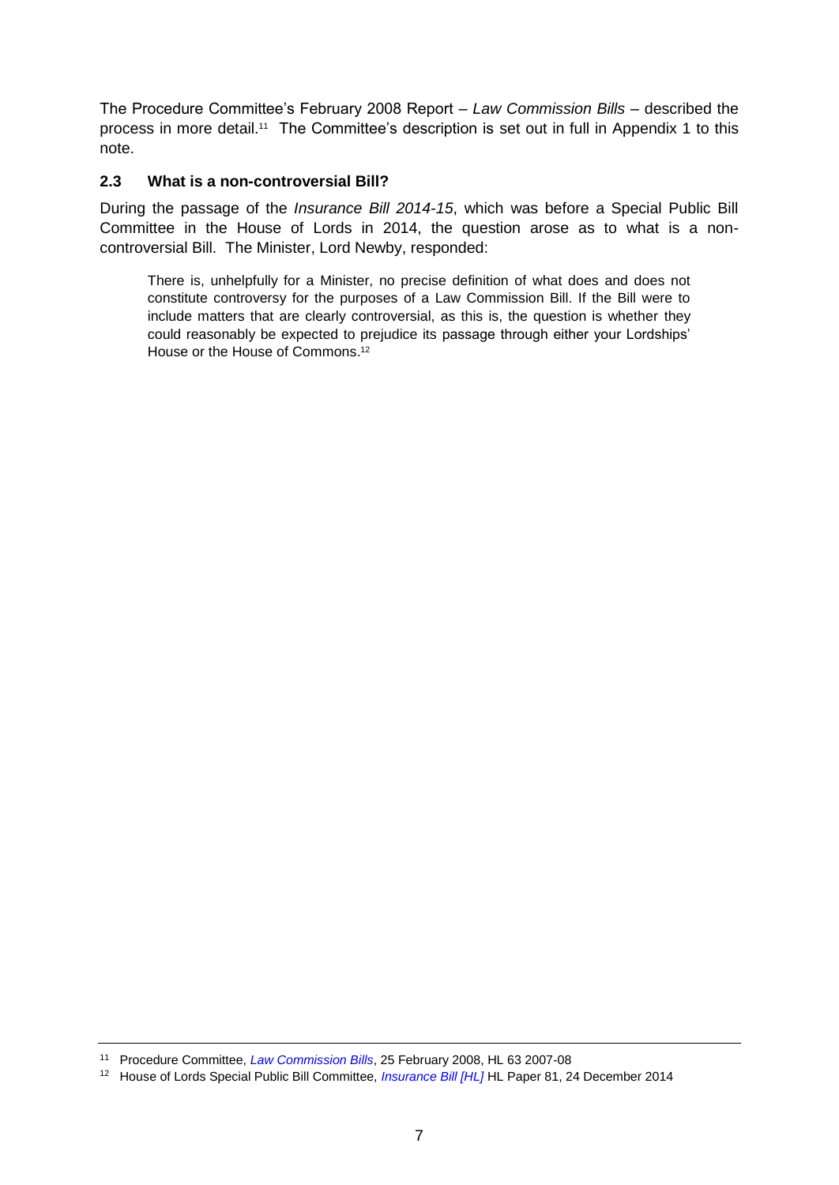The Procedure Committee's February 2008 Report – *Law Commission Bills* – described the process in more detail.[11] The Committee's description is set out in full in Appendix 1 to this note.

### 2.3 What is a non-controversial Bill?

During the passage of the *Insurance Bill 2014-15*, which was before a Special Public Bill Committee in the House of Lords in 2014, the question arose as to what is a non-controversial Bill. The Minister, Lord Newby, responded:

> There is, unhelpfully for a Minister, no precise definition of what does and does not constitute controversy for the purposes of a Law Commission Bill. If the Bill were to include matters that are clearly controversial, as this is, the question is whether they could reasonably be expected to prejudice its passage through either your Lordships' House or the House of Commons.[12]

---

[11] Procedure Committee, *Law Commission Bills*, 25 February 2008, HL 63 2007-08

[12] House of Lords Special Public Bill Committee, *Insurance Bill [HL]* HL Paper 81, 24 December 2014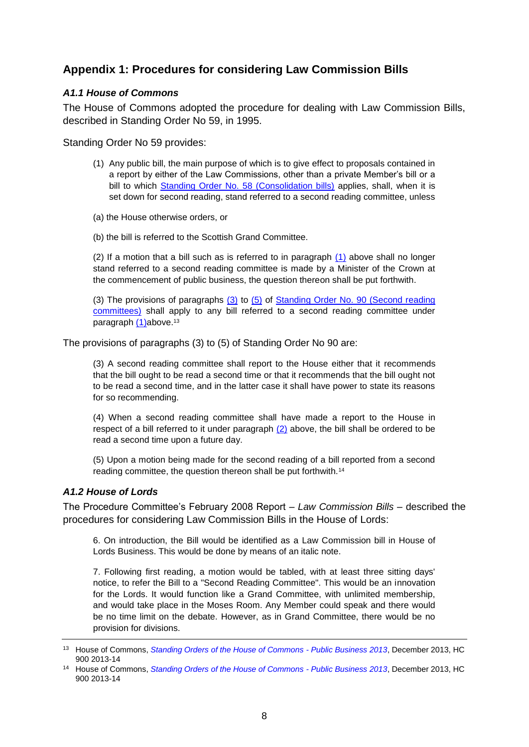## Appendix 1: Procedures for considering Law Commission Bills

### *A1.1 House of Commons*

The House of Commons adopted the procedure for dealing with Law Commission Bills, described in Standing Order No 59, in 1995.

Standing Order No 59 provides:

> (1) Any public bill, the main purpose of which is to give effect to proposals contained in a report by either of the Law Commissions, other than a private Member's bill or a bill to which Standing Order No. 58 (Consolidation bills) applies, shall, when it is set down for second reading, stand referred to a second reading committee, unless
>
> (a) the House otherwise orders, or
>
> (b) the bill is referred to the Scottish Grand Committee.
>
> (2) If a motion that a bill such as is referred to in paragraph (1) above shall no longer stand referred to a second reading committee is made by a Minister of the Crown at the commencement of public business, the question thereon shall be put forthwith.
>
> (3) The provisions of paragraphs (3) to (5) of Standing Order No. 90 (Second reading committees) shall apply to any bill referred to a second reading committee under paragraph (1)above.[13]

The provisions of paragraphs (3) to (5) of Standing Order No 90 are:

> (3) A second reading committee shall report to the House either that it recommends that the bill ought to be read a second time or that it recommends that the bill ought not to be read a second time, and in the latter case it shall have power to state its reasons for so recommending.
>
> (4) When a second reading committee shall have made a report to the House in respect of a bill referred to it under paragraph (2) above, the bill shall be ordered to be read a second time upon a future day.
>
> (5) Upon a motion being made for the second reading of a bill reported from a second reading committee, the question thereon shall be put forthwith.[14]

### *A1.2 House of Lords*

The Procedure Committee's February 2008 Report – *Law Commission Bills* – described the procedures for considering Law Commission Bills in the House of Lords:

> 6. On introduction, the Bill would be identified as a Law Commission bill in House of Lords Business. This would be done by means of an italic note.
>
> 7. Following first reading, a motion would be tabled, with at least three sitting days' notice, to refer the Bill to a "Second Reading Committee". This would be an innovation for the Lords. It would function like a Grand Committee, with unlimited membership, and would take place in the Moses Room. Any Member could speak and there would be no time limit on the debate. However, as in Grand Committee, there would be no provision for divisions.

---

[13] House of Commons, *Standing Orders of the House of Commons - Public Business 2013*, December 2013, HC 900 2013-14

[14] House of Commons, *Standing Orders of the House of Commons - Public Business 2013*, December 2013, HC 900 2013-14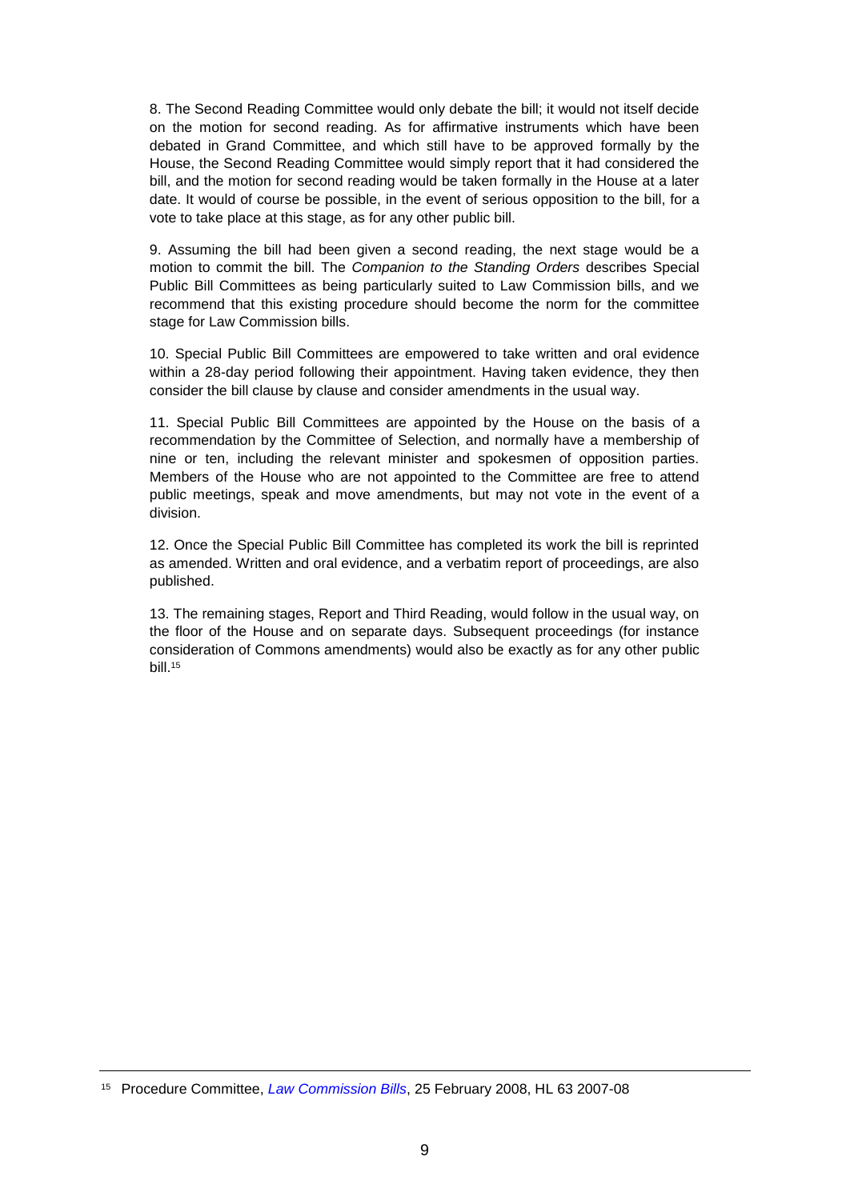8. The Second Reading Committee would only debate the bill; it would not itself decide on the motion for second reading. As for affirmative instruments which have been debated in Grand Committee, and which still have to be approved formally by the House, the Second Reading Committee would simply report that it had considered the bill, and the motion for second reading would be taken formally in the House at a later date. It would of course be possible, in the event of serious opposition to the bill, for a vote to take place at this stage, as for any other public bill.

9. Assuming the bill had been given a second reading, the next stage would be a motion to commit the bill. The *Companion to the Standing Orders* describes Special Public Bill Committees as being particularly suited to Law Commission bills, and we recommend that this existing procedure should become the norm for the committee stage for Law Commission bills.

10. Special Public Bill Committees are empowered to take written and oral evidence within a 28-day period following their appointment. Having taken evidence, they then consider the bill clause by clause and consider amendments in the usual way.

11. Special Public Bill Committees are appointed by the House on the basis of a recommendation by the Committee of Selection, and normally have a membership of nine or ten, including the relevant minister and spokesmen of opposition parties. Members of the House who are not appointed to the Committee are free to attend public meetings, speak and move amendments, but may not vote in the event of a division.

12. Once the Special Public Bill Committee has completed its work the bill is reprinted as amended. Written and oral evidence, and a verbatim report of proceedings, are also published.

13. The remaining stages, Report and Third Reading, would follow in the usual way, on the floor of the House and on separate days. Subsequent proceedings (for instance consideration of Commons amendments) would also be exactly as for any other public bill.[15]

---

[15] Procedure Committee, *Law Commission Bills*, 25 February 2008, HL 63 2007-08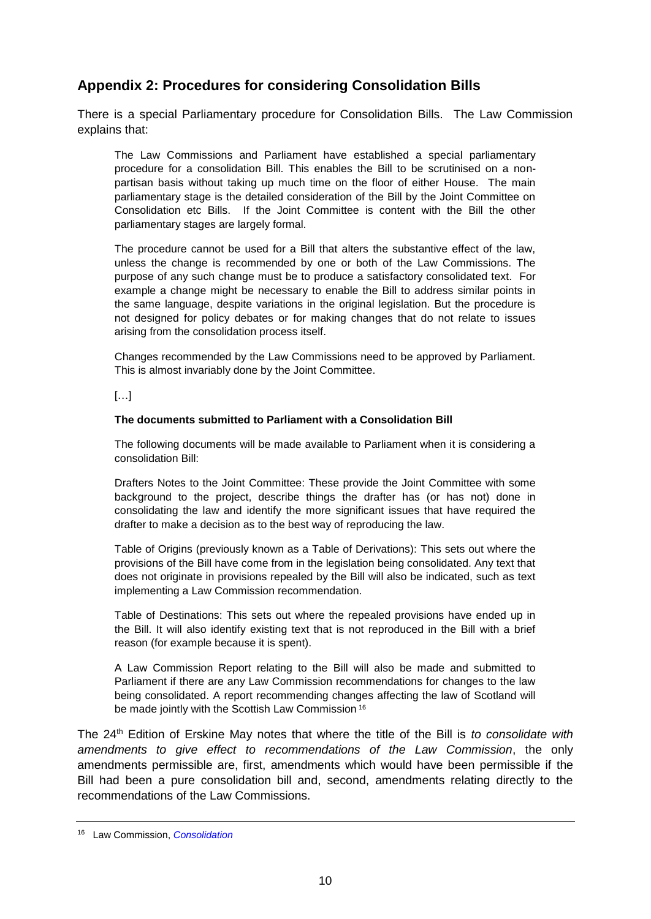## Appendix 2: Procedures for considering Consolidation Bills

There is a special Parliamentary procedure for Consolidation Bills. The Law Commission explains that:

> The Law Commissions and Parliament have established a special parliamentary procedure for a consolidation Bill. This enables the Bill to be scrutinised on a non-partisan basis without taking up much time on the floor of either House. The main parliamentary stage is the detailed consideration of the Bill by the Joint Committee on Consolidation etc Bills. If the Joint Committee is content with the Bill the other parliamentary stages are largely formal.
>
> The procedure cannot be used for a Bill that alters the substantive effect of the law, unless the change is recommended by one or both of the Law Commissions. The purpose of any such change must be to produce a satisfactory consolidated text. For example a change might be necessary to enable the Bill to address similar points in the same language, despite variations in the original legislation. But the procedure is not designed for policy debates or for making changes that do not relate to issues arising from the consolidation process itself.
>
> Changes recommended by the Law Commissions need to be approved by Parliament. This is almost invariably done by the Joint Committee.
>
> […]
>
> **The documents submitted to Parliament with a Consolidation Bill**
>
> The following documents will be made available to Parliament when it is considering a consolidation Bill:
>
> Drafters Notes to the Joint Committee: These provide the Joint Committee with some background to the project, describe things the drafter has (or has not) done in consolidating the law and identify the more significant issues that have required the drafter to make a decision as to the best way of reproducing the law.
>
> Table of Origins (previously known as a Table of Derivations): This sets out where the provisions of the Bill have come from in the legislation being consolidated. Any text that does not originate in provisions repealed by the Bill will also be indicated, such as text implementing a Law Commission recommendation.
>
> Table of Destinations: This sets out where the repealed provisions have ended up in the Bill. It will also identify existing text that is not reproduced in the Bill with a brief reason (for example because it is spent).
>
> A Law Commission Report relating to the Bill will also be made and submitted to Parliament if there are any Law Commission recommendations for changes to the law being consolidated. A report recommending changes affecting the law of Scotland will be made jointly with the Scottish Law Commission [16]

The 24th Edition of Erskine May notes that where the title of the Bill is *to consolidate with amendments to give effect to recommendations of the Law Commission*, the only amendments permissible are, first, amendments which would have been permissible if the Bill had been a pure consolidation bill and, second, amendments relating directly to the recommendations of the Law Commissions.

---

[16] Law Commission, *Consolidation*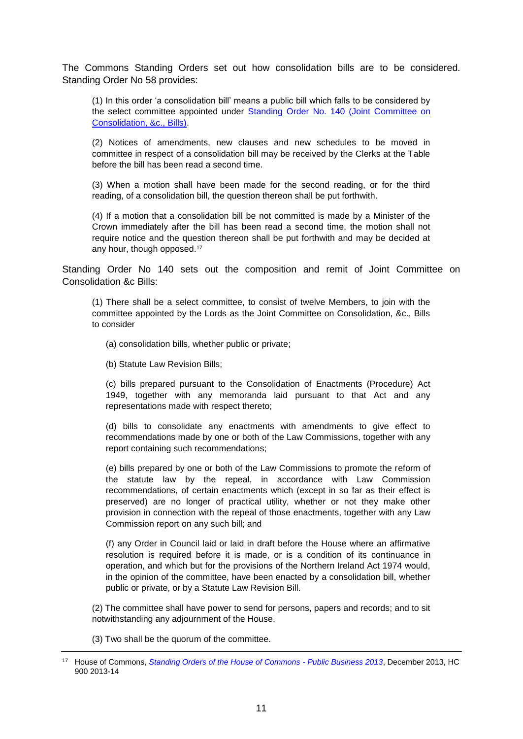The Commons Standing Orders set out how consolidation bills are to be considered. Standing Order No 58 provides:

> (1) In this order 'a consolidation bill' means a public bill which falls to be considered by the select committee appointed under [Standing Order No. 140 (Joint Committee on Consolidation, &c., Bills)](#).
>
> (2) Notices of amendments, new clauses and new schedules to be moved in committee in respect of a consolidation bill may be received by the Clerks at the Table before the bill has been read a second time.
>
> (3) When a motion shall have been made for the second reading, or for the third reading, of a consolidation bill, the question thereon shall be put forthwith.
>
> (4) If a motion that a consolidation bill be not committed is made by a Minister of the Crown immediately after the bill has been read a second time, the motion shall not require notice and the question thereon shall be put forthwith and may be decided at any hour, though opposed.[17]

Standing Order No 140 sets out the composition and remit of Joint Committee on Consolidation &c Bills:

> (1) There shall be a select committee, to consist of twelve Members, to join with the committee appointed by the Lords as the Joint Committee on Consolidation, &c., Bills to consider
>
> > (a) consolidation bills, whether public or private;
> >
> > (b) Statute Law Revision Bills;
> >
> > (c) bills prepared pursuant to the Consolidation of Enactments (Procedure) Act 1949, together with any memoranda laid pursuant to that Act and any representations made with respect thereto;
> >
> > (d) bills to consolidate any enactments with amendments to give effect to recommendations made by one or both of the Law Commissions, together with any report containing such recommendations;
> >
> > (e) bills prepared by one or both of the Law Commissions to promote the reform of the statute law by the repeal, in accordance with Law Commission recommendations, of certain enactments which (except in so far as their effect is preserved) are no longer of practical utility, whether or not they make other provision in connection with the repeal of those enactments, together with any Law Commission report on any such bill; and
> >
> > (f) any Order in Council laid or laid in draft before the House where an affirmative resolution is required before it is made, or is a condition of its continuance in operation, and which but for the provisions of the Northern Ireland Act 1974 would, in the opinion of the committee, have been enacted by a consolidation bill, whether public or private, or by a Statute Law Revision Bill.
>
> (2) The committee shall have power to send for persons, papers and records; and to sit notwithstanding any adjournment of the House.
>
> (3) Two shall be the quorum of the committee.

---

[17] House of Commons, *Standing Orders of the House of Commons - Public Business 2013*, December 2013, HC 900 2013-14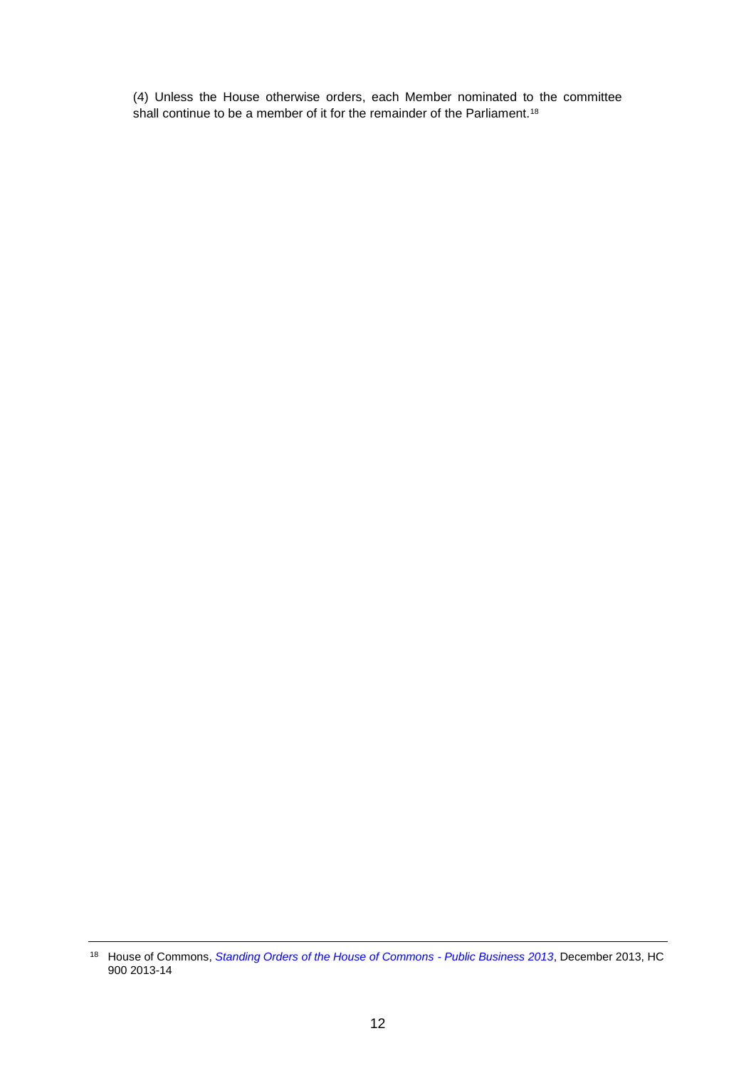(4) Unless the House otherwise orders, each Member nominated to the committee shall continue to be a member of it for the remainder of the Parliament.[18]

---

[18] House of Commons, *Standing Orders of the House of Commons - Public Business 2013*, December 2013, HC 900 2013-14